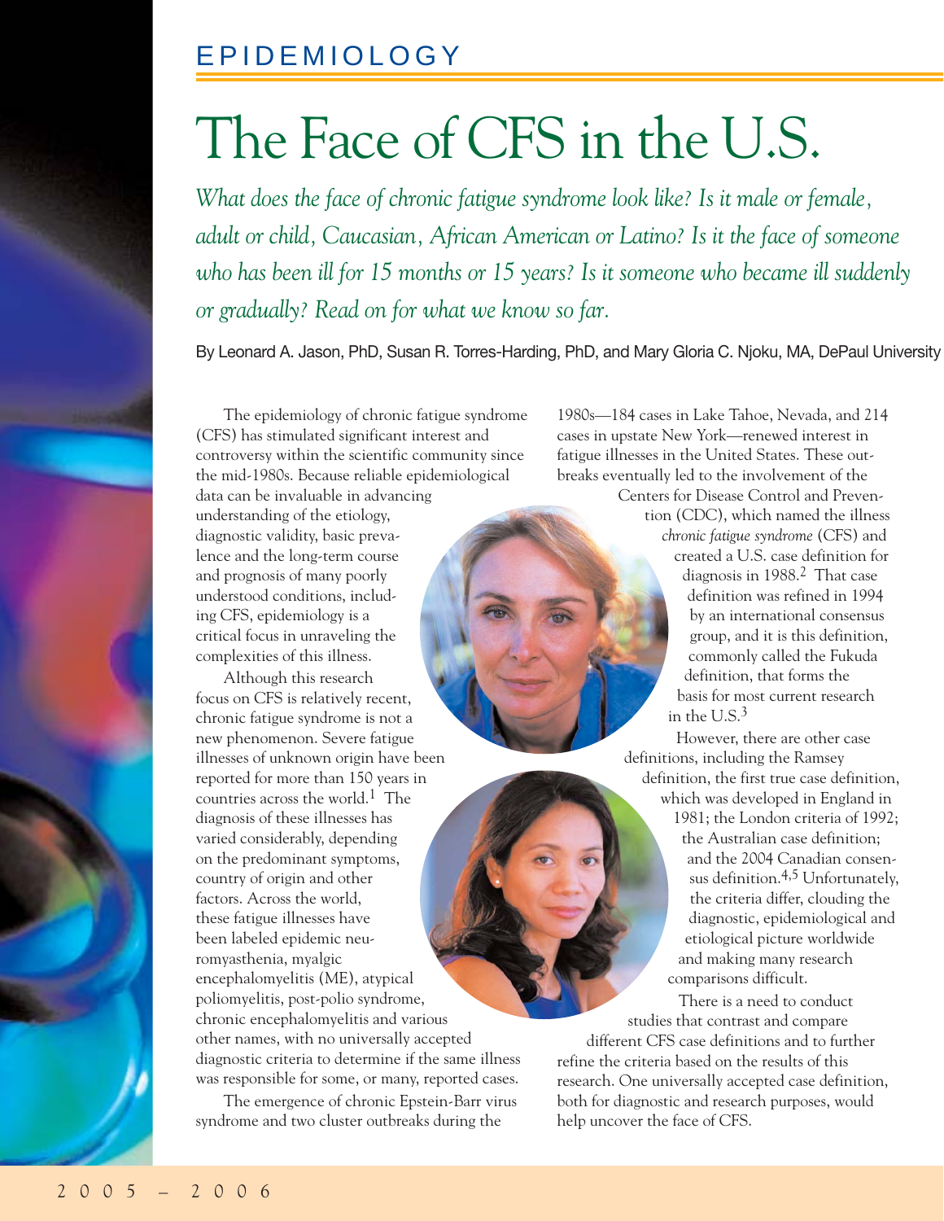EPIDEMIOLOGY

# The Face of CFS in the U.S.

*What does the face of chronic fatigue syndrome look like? Is it male or female, adult or child, Caucasian, African American or Latino? Is it the face of someone who has been ill for 15 months or 15 years? Is it someone who became ill suddenly or gradually? Read on for what we know so far.*

By Leonard A. Jason, PhD, Susan R. Torres-Harding, PhD, and Mary Gloria C. Njoku, MA, DePaul University

The epidemiology of chronic fatigue syndrome (CFS) has stimulated significant interest and controversy within the scientific community since the mid-1980s. Because reliable epidemiological data can be invaluable in advancing understanding of the etiology, diagnostic validity, basic prevalence and the long-term course and prognosis of many poorly understood conditions, including CFS, epidemiology is a critical focus in unraveling the complexities of this illness.

Although this research focus on CFS is relatively recent, chronic fatigue syndrome is not a new phenomenon. Severe fatigue illnesses of unknown origin have been reported for more than 150 years in countries across the world.[1] The diagnosis of these illnesses has varied considerably, depending on the predominant symptoms, country of origin and other factors. Across the world, these fatigue illnesses have been labeled epidemic neuromyasthenia, myalgic encephalomyelitis (ME), atypical poliomyelitis, post-polio syndrome, chronic encephalomyelitis and various other names, with no universally accepted diagnostic criteria to determine if the same illness was responsible for some, or many, reported cases.

The emergence of chronic Epstein-Barr virus syndrome and two cluster outbreaks during the 1980s—184 cases in Lake Tahoe, Nevada, and 214 cases in upstate New York—renewed interest in fatigue illnesses in the United States. These outbreaks eventually led to the involvement of the Centers for Disease Control and Prevention (CDC), which named the illness *chronic fatigue syndrome* (CFS) and created a U.S. case definition for diagnosis in 1988.[2] That case definition was refined in 1994 by an international consensus group, and it is this definition, commonly called the Fukuda definition, that forms the basis for most current research in the U.S.[3]

However, there are other case definitions, including the Ramsey definition, the first true case definition, which was developed in England in 1981; the London criteria of 1992; the Australian case definition; and the 2004 Canadian consensus definition.[4,5] Unfortunately, the criteria differ, clouding the diagnostic, epidemiological and etiological picture worldwide and making many research comparisons difficult.

There is a need to conduct studies that contrast and compare different CFS case definitions and to further refine the criteria based on the results of this research. One universally accepted case definition, both for diagnostic and research purposes, would help uncover the face of CFS.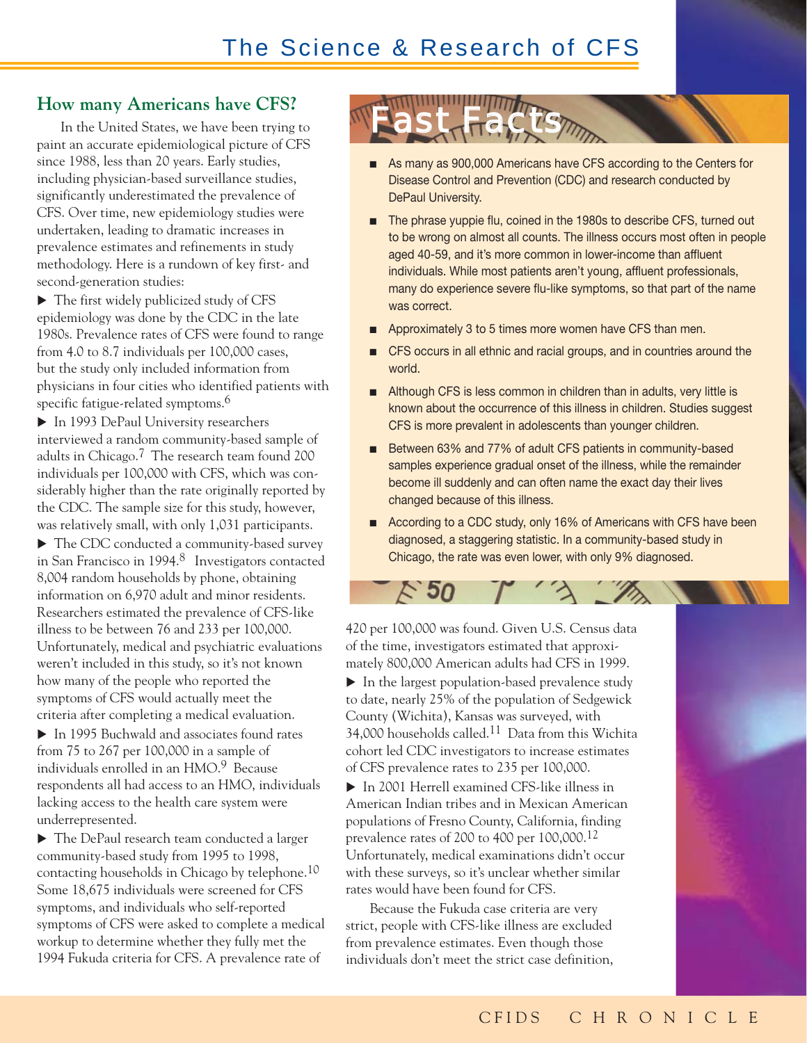## How many Americans have CFS?

In the United States, we have been trying to paint an accurate epidemiological picture of CFS since 1988, less than 20 years. Early studies, including physician-based surveillance studies, significantly underestimated the prevalence of CFS. Over time, new epidemiology studies were undertaken, leading to dramatic increases in prevalence estimates and refinements in study methodology. Here is a rundown of key first- and second-generation studies:

▶ The first widely publicized study of CFS epidemiology was done by the CDC in the late 1980s. Prevalence rates of CFS were found to range from 4.0 to 8.7 individuals per 100,000 cases, but the study only included information from physicians in four cities who identified patients with specific fatigue-related symptoms.[6]

▶ In 1993 DePaul University researchers interviewed a random community-based sample of adults in Chicago.[7] The research team found 200 individuals per 100,000 with CFS, which was considerably higher than the rate originally reported by the CDC. The sample size for this study, however, was relatively small, with only 1,031 participants.

▶ The CDC conducted a community-based survey in San Francisco in 1994.[8] Investigators contacted 8,004 random households by phone, obtaining information on 6,970 adult and minor residents. Researchers estimated the prevalence of CFS-like illness to be between 76 and 233 per 100,000. Unfortunately, medical and psychiatric evaluations weren't included in this study, so it's not known how many of the people who reported the symptoms of CFS would actually meet the criteria after completing a medical evaluation.

▶ In 1995 Buchwald and associates found rates from 75 to 267 per 100,000 in a sample of individuals enrolled in an HMO.[9] Because respondents all had access to an HMO, individuals lacking access to the health care system were underrepresented.

▶ The DePaul research team conducted a larger community-based study from 1995 to 1998, contacting households in Chicago by telephone.[10] Some 18,675 individuals were screened for CFS symptoms, and individuals who self-reported symptoms of CFS were asked to complete a medical workup to determine whether they fully met the 1994 Fukuda criteria for CFS. A prevalence rate of 420 per 100,000 was found. Given U.S. Census data of the time, investigators estimated that approximately 800,000 American adults had CFS in 1999.

▶ In the largest population-based prevalence study to date, nearly 25% of the population of Sedgewick County (Wichita), Kansas was surveyed, with 34,000 households called.[11] Data from this Wichita cohort led CDC investigators to increase estimates of CFS prevalence rates to 235 per 100,000.

▶ In 2001 Herrell examined CFS-like illness in American Indian tribes and in Mexican American populations of Fresno County, California, finding prevalence rates of 200 to 400 per 100,000.[12] Unfortunately, medical examinations didn't occur with these surveys, so it's unclear whether similar rates would have been found for CFS.

Because the Fukuda case criteria are very strict, people with CFS-like illness are excluded from prevalence estimates. Even though those individuals don't meet the strict case definition,

## Fast Facts

- As many as 900,000 Americans have CFS according to the Centers for Disease Control and Prevention (CDC) and research conducted by DePaul University.
- The phrase yuppie flu, coined in the 1980s to describe CFS, turned out to be wrong on almost all counts. The illness occurs most often in people aged 40-59, and it's more common in lower-income than affluent individuals. While most patients aren't young, affluent professionals, many do experience severe flu-like symptoms, so that part of the name was correct.
- Approximately 3 to 5 times more women have CFS than men.
- CFS occurs in all ethnic and racial groups, and in countries around the world.
- Although CFS is less common in children than in adults, very little is known about the occurrence of this illness in children. Studies suggest CFS is more prevalent in adolescents than younger children.
- Between 63% and 77% of adult CFS patients in community-based samples experience gradual onset of the illness, while the remainder become ill suddenly and can often name the exact day their lives changed because of this illness.
- According to a CDC study, only 16% of Americans with CFS have been diagnosed, a staggering statistic. In a community-based study in Chicago, the rate was even lower, with only 9% diagnosed.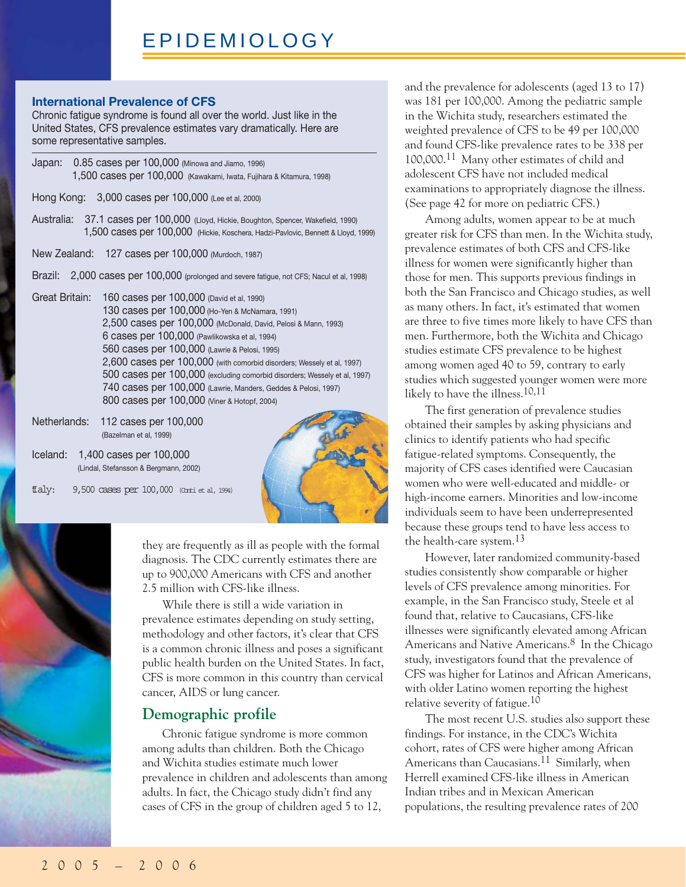# EPIDEMIOLOGY

## International Prevalence of CFS

Chronic fatigue syndrome is found all over the world. Just like in the United States, CFS prevalence estimates vary dramatically. Here are some representative samples.

Japan: 0.85 cases per 100,000 (Minowa and Jiamo, 1996)
1,500 cases per 100,000 (Kawakami, Iwata, Fujihara & Kitamura, 1998)

Hong Kong: 3,000 cases per 100,000 (Lee et al, 2000)

Australia: 37.1 cases per 100,000 (Lloyd, Hickie, Boughton, Spencer, Wakefield, 1990)
1,500 cases per 100,000 (Hickie, Koschera, Hadzi-Pavlovic, Bennett & Lloyd, 1999)

New Zealand: 127 cases per 100,000 (Murdoch, 1987)

Brazil: 2,000 cases per 100,000 (prolonged and severe fatigue, not CFS; Nacul et al, 1998)

Great Britain: 160 cases per 100,000 (David et al, 1990)
130 cases per 100,000 (Ho-Yen & McNamara, 1991)
2,500 cases per 100,000 (McDonald, David, Pelosi & Mann, 1993)
6 cases per 100,000 (Pawlikowska et al, 1994)
560 cases per 100,000 (Lawrie & Pelosi, 1995)
2,600 cases per 100,000 (with comorbid disorders; Wessely et al, 1997)
500 cases per 100,000 (excluding comorbid disorders; Wessely et al, 1997)
740 cases per 100,000 (Lawrie, Manders, Geddes & Pelosi, 1997)
800 cases per 100,000 (Viner & Hotopf, 2004)

Netherlands: 112 cases per 100,000 (Bazelman et al, 1999)

Iceland: 1,400 cases per 100,000 (Lindal, Stefansson & Bergmann, 2002)

Italy: 9,500 cases per 100,000 (Conti et al, 1994)

they are frequently as ill as people with the formal diagnosis. The CDC currently estimates there are up to 900,000 Americans with CFS and another 2.5 million with CFS-like illness.

While there is still a wide variation in prevalence estimates depending on study setting, methodology and other factors, it's clear that CFS is a common chronic illness and poses a significant public health burden on the United States. In fact, CFS is more common in this country than cervical cancer, AIDS or lung cancer.

## Demographic profile

Chronic fatigue syndrome is more common among adults than children. Both the Chicago and Wichita studies estimate much lower prevalence in children and adolescents than among adults. In fact, the Chicago study didn't find any cases of CFS in the group of children aged 5 to 12, and the prevalence for adolescents (aged 13 to 17) was 181 per 100,000. Among the pediatric sample in the Wichita study, researchers estimated the weighted prevalence of CFS to be 49 per 100,000 and found CFS-like prevalence rates to be 338 per 100,000.[11] Many other estimates of child and adolescent CFS have not included medical examinations to appropriately diagnose the illness. (See page 42 for more on pediatric CFS.)

Among adults, women appear to be at much greater risk for CFS than men. In the Wichita study, prevalence estimates of both CFS and CFS-like illness for women were significantly higher than those for men. This supports previous findings in both the San Francisco and Chicago studies, as well as many others. In fact, it's estimated that women are three to five times more likely to have CFS than men. Furthermore, both the Wichita and Chicago studies estimate CFS prevalence to be highest among women aged 40 to 59, contrary to early studies which suggested younger women were more likely to have the illness.[10,11]

The first generation of prevalence studies obtained their samples by asking physicians and clinics to identify patients who had specific fatigue-related symptoms. Consequently, the majority of CFS cases identified were Caucasian women who were well-educated and middle- or high-income earners. Minorities and low-income individuals seem to have been underrepresented because these groups tend to have less access to the health-care system.[13]

However, later randomized community-based studies consistently show comparable or higher levels of CFS prevalence among minorities. For example, in the San Francisco study, Steele et al found that, relative to Caucasians, CFS-like illnesses were significantly elevated among African Americans and Native Americans.[8] In the Chicago study, investigators found that the prevalence of CFS was higher for Latinos and African Americans, with older Latino women reporting the highest relative severity of fatigue.[10]

The most recent U.S. studies also support these findings. For instance, in the CDC's Wichita cohort, rates of CFS were higher among African Americans than Caucasians.[11] Similarly, when Herrell examined CFS-like illness in American Indian tribes and in Mexican American populations, the resulting prevalence rates of 200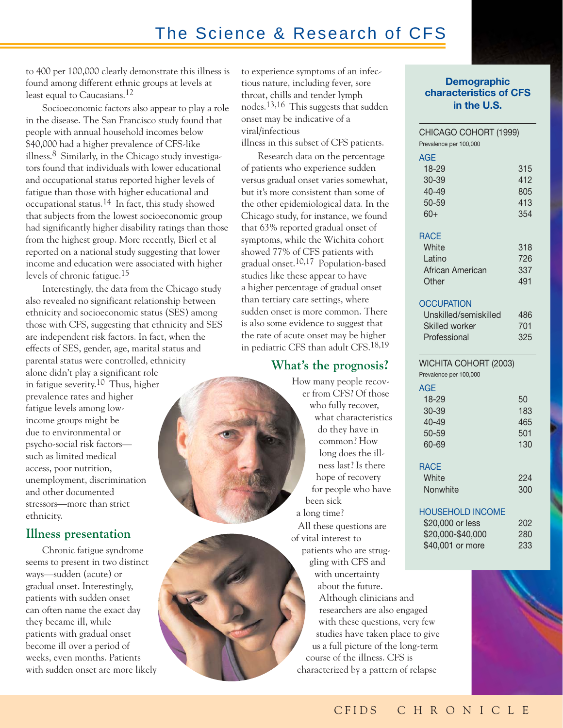to 400 per 100,000 clearly demonstrate this illness is found among different ethnic groups at levels at least equal to Caucasians.[12]

Socioeconomic factors also appear to play a role in the disease. The San Francisco study found that people with annual household incomes below $40,000 had a higher prevalence of CFS-like illness.[8] Similarly, in the Chicago study investigators found that individuals with lower educational and occupational status reported higher levels of fatigue than those with higher educational and occupational status.[14] In fact, this study showed that subjects from the lowest socioeconomic group had significantly higher disability ratings than those from the highest group. More recently, Bierl et al reported on a national study suggesting that lower income and education were associated with higher levels of chronic fatigue.[15]

Interestingly, the data from the Chicago study also revealed no significant relationship between ethnicity and socioeconomic status (SES) among those with CFS, suggesting that ethnicity and SES are independent risk factors. In fact, when the effects of SES, gender, age, marital status and parental status were controlled, ethnicity alone didn't play a significant role in fatigue severity.[10] Thus, higher prevalence rates and higher fatigue levels among low-income groups might be due to environmental or psycho-social risk factors—such as limited medical access, poor nutrition, unemployment, discrimination and other documented stressors—more than strict ethnicity.

## Illness presentation

Chronic fatigue syndrome seems to present in two distinct ways—sudden (acute) or gradual onset. Interestingly, patients with sudden onset can often name the exact day they became ill, while patients with gradual onset become ill over a period of weeks, even months. Patients with sudden onset are more likely to experience symptoms of an infectious nature, including fever, sore throat, chills and tender lymph nodes.[13,16] This suggests that sudden onset may be indicative of a viral/infectious illness in this subset of CFS patients.

Research data on the percentage of patients who experience sudden versus gradual onset varies somewhat, but it's more consistent than some of the other epidemiological data. In the Chicago study, for instance, we found that 63% reported gradual onset of symptoms, while the Wichita cohort showed 77% of CFS patients with gradual onset.[10,17] Population-based studies like these appear to have a higher percentage of gradual onset than tertiary care settings, where sudden onset is more common. There is also some evidence to suggest that the rate of acute onset may be higher in pediatric CFS than adult CFS.[18,19]

## What's the prognosis?

How many people recover from CFS? Of those who fully recover, what characteristics do they have in common? How long does the illness last? Is there hope of recovery for people who have been sick a long time?

All these questions are of vital interest to patients who are struggling with CFS and with uncertainty about the future. Although clinicians and researchers are also engaged with these questions, very few studies have taken place to give us a full picture of the long-term course of the illness. CFS is characterized by a pattern of relapse

### Demographic characteristics of CFS in the U.S.

**CHICAGO COHORT (1999)**
Prevalence per 100,000

| AGE | |
|---|---|
| 18-29 | 315 |
| 30-39 | 412 |
| 40-49 | 805 |
| 50-59 | 413 |
| 60+ | 354 |
| **RACE** | |
| White | 318 |
| Latino | 726 |
| African American | 337 |
| Other | 491 |
| **OCCUPATION** | |
| Unskilled/semiskilled | 486 |
| Skilled worker | 701 |
| Professional | 325 |

**WICHITA COHORT (2003)**
Prevalence per 100,000

| AGE | |
|---|---|
| 18-29 | 50 |
| 30-39 | 183 |
| 40-49 | 465 |
| 50-59 | 501 |
| 60-69 | 130 |
| **RACE** | |
| White | 224 |
| Nonwhite | 300 |
| **HOUSEHOLD INCOME** | |
| $20,000 or less | 202 |
| $20,000-$40,000 | 280 |
| $40,001 or more | 233 |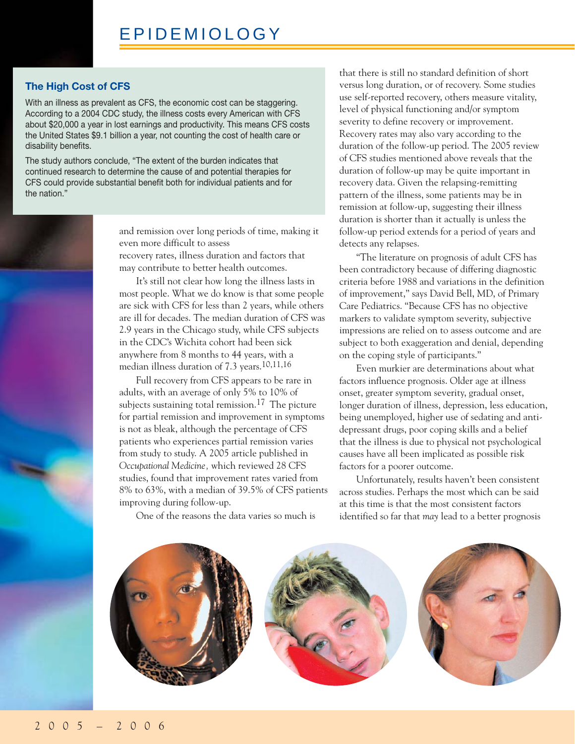## The High Cost of CFS

With an illness as prevalent as CFS, the economic cost can be staggering. According to a 2004 CDC study, the illness costs every American with CFS about $20,000 a year in lost earnings and productivity. This means CFS costs the United States $9.1 billion a year, not counting the cost of health care or disability benefits.

The study authors conclude, "The extent of the burden indicates that continued research to determine the cause of and potential therapies for CFS could provide substantial benefit both for individual patients and for the nation."

and remission over long periods of time, making it even more difficult to assess recovery rates, illness duration and factors that may contribute to better health outcomes.

It's still not clear how long the illness lasts in most people. What we do know is that some people are sick with CFS for less than 2 years, while others are ill for decades. The median duration of CFS was 2.9 years in the Chicago study, while CFS subjects in the CDC's Wichita cohort had been sick anywhere from 8 months to 44 years, with a median illness duration of 7.3 years.[10,11,16]

Full recovery from CFS appears to be rare in adults, with an average of only 5% to 10% of subjects sustaining total remission.[17] The picture for partial remission and improvement in symptoms is not as bleak, although the percentage of CFS patients who experiences partial remission varies from study to study. A 2005 article published in *Occupational Medicine*, which reviewed 28 CFS studies, found that improvement rates varied from 8% to 63%, with a median of 39.5% of CFS patients improving during follow-up.

One of the reasons the data varies so much is that there is still no standard definition of short versus long duration, or of recovery. Some studies use self-reported recovery, others measure vitality, level of physical functioning and/or symptom severity to define recovery or improvement. Recovery rates may also vary according to the duration of the follow-up period. The 2005 review of CFS studies mentioned above reveals that the duration of follow-up may be quite important in recovery data. Given the relapsing-remitting pattern of the illness, some patients may be in remission at follow-up, suggesting their illness duration is shorter than it actually is unless the follow-up period extends for a period of years and detects any relapses.

"The literature on prognosis of adult CFS has been contradictory because of differing diagnostic criteria before 1988 and variations in the definition of improvement," says David Bell, MD, of Primary Care Pediatrics. "Because CFS has no objective markers to validate symptom severity, subjective impressions are relied on to assess outcome and are subject to both exaggeration and denial, depending on the coping style of participants."

Even murkier are determinations about what factors influence prognosis. Older age at illness onset, greater symptom severity, gradual onset, longer duration of illness, depression, less education, being unemployed, higher use of sedating and anti-depressant drugs, poor coping skills and a belief that the illness is due to physical not psychological causes have all been implicated as possible risk factors for a poorer outcome.

Unfortunately, results haven't been consistent across studies. Perhaps the most which can be said at this time is that the most consistent factors identified so far that *may* lead to a better prognosis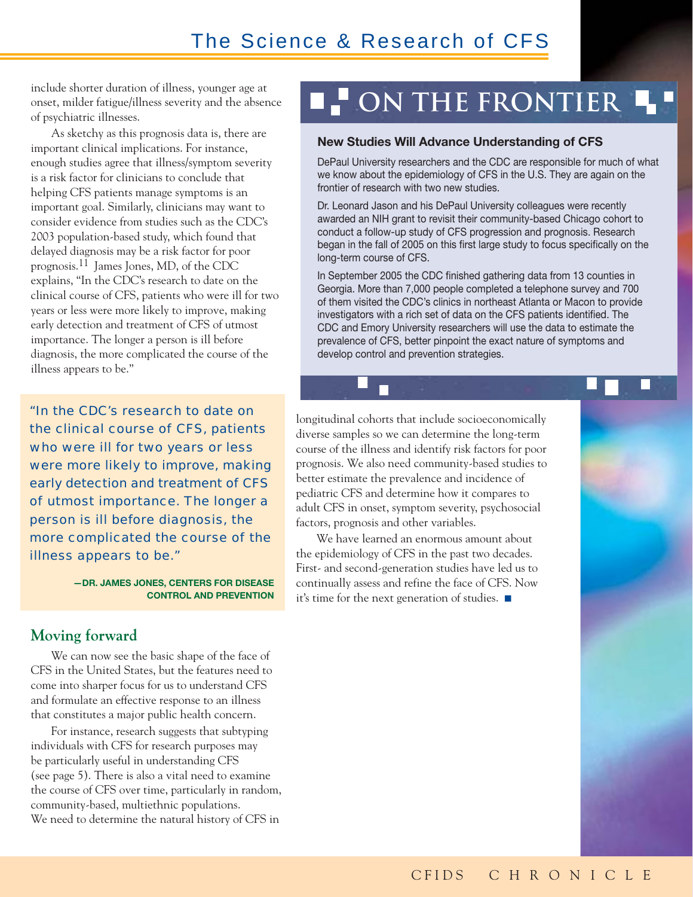include shorter duration of illness, younger age at onset, milder fatigue/illness severity and the absence of psychiatric illnesses.

As sketchy as this prognosis data is, there are important clinical implications. For instance, enough studies agree that illness/symptom severity is a risk factor for clinicians to conclude that helping CFS patients manage symptoms is an important goal. Similarly, clinicians may want to consider evidence from studies such as the CDC's 2003 population-based study, which found that delayed diagnosis may be a risk factor for poor prognosis.[11] James Jones, MD, of the CDC explains, "In the CDC's research to date on the clinical course of CFS, patients who were ill for two years or less were more likely to improve, making early detection and treatment of CFS of utmost importance. The longer a person is ill before diagnosis, the more complicated the course of the illness appears to be."

> "In the CDC's research to date on the clinical course of CFS, patients who were ill for two years or less were more likely to improve, making early detection and treatment of CFS of utmost importance. The longer a person is ill before diagnosis, the more complicated the course of the illness appears to be."
>
> **—DR. JAMES JONES, CENTERS FOR DISEASE CONTROL AND PREVENTION**

## Moving forward

We can now see the basic shape of the face of CFS in the United States, but the features need to come into sharper focus for us to understand CFS and formulate an effective response to an illness that constitutes a major public health concern.

For instance, research suggests that subtyping individuals with CFS for research purposes may be particularly useful in understanding CFS (see page 5). There is also a vital need to examine the course of CFS over time, particularly in random, community-based, multiethnic populations. We need to determine the natural history of CFS in longitudinal cohorts that include socioeconomically diverse samples so we can determine the long-term course of the illness and identify risk factors for poor prognosis. We also need community-based studies to better estimate the prevalence and incidence of pediatric CFS and determine how it compares to adult CFS in onset, symptom severity, psychosocial factors, prognosis and other variables.

We have learned an enormous amount about the epidemiology of CFS in the past two decades. First- and second-generation studies have led us to continually assess and refine the face of CFS. Now it's time for the next generation of studies. ■

## ON THE FRONTIER

### New Studies Will Advance Understanding of CFS

DePaul University researchers and the CDC are responsible for much of what we know about the epidemiology of CFS in the U.S. They are again on the frontier of research with two new studies.

Dr. Leonard Jason and his DePaul University colleagues were recently awarded an NIH grant to revisit their community-based Chicago cohort to conduct a follow-up study of CFS progression and prognosis. Research began in the fall of 2005 on this first large study to focus specifically on the long-term course of CFS.

In September 2005 the CDC finished gathering data from 13 counties in Georgia. More than 7,000 people completed a telephone survey and 700 of them visited the CDC's clinics in northeast Atlanta or Macon to provide investigators with a rich set of data on the CFS patients identified. The CDC and Emory University researchers will use the data to estimate the prevalence of CFS, better pinpoint the exact nature of symptoms and develop control and prevention strategies.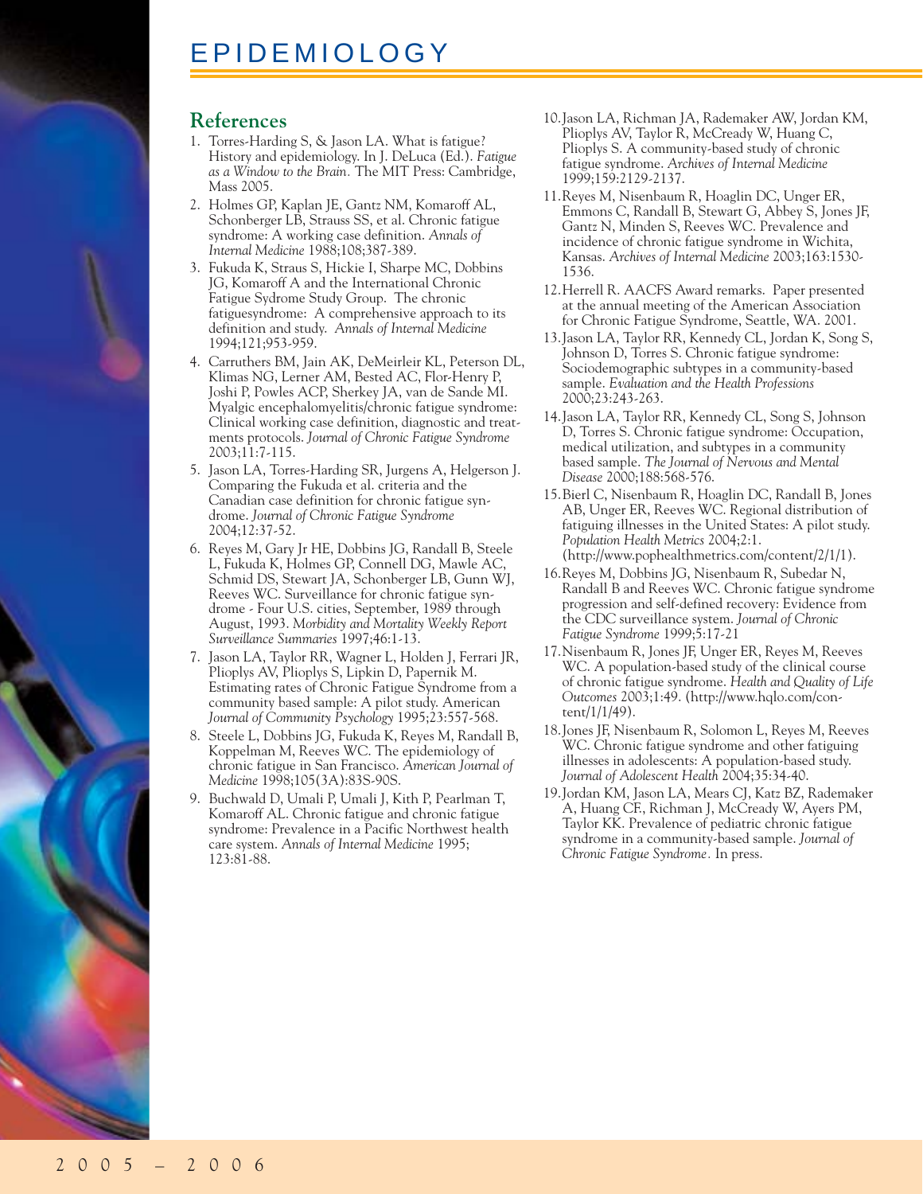## References

1. Torres-Harding S, & Jason LA. What is fatigue? History and epidemiology. In J. DeLuca (Ed.). *Fatigue as a Window to the Brain.* The MIT Press: Cambridge, Mass 2005.
2. Holmes GP, Kaplan JE, Gantz NM, Komaroff AL, Schonberger LB, Strauss SS, et al. Chronic fatigue syndrome: A working case definition. *Annals of Internal Medicine* 1988;108;387-389.
3. Fukuda K, Straus S, Hickie I, Sharpe MC, Dobbins JG, Komaroff A and the International Chronic Fatigue Sydrome Study Group. The chronic fatiguesyndrome: A comprehensive approach to its definition and study. *Annals of Internal Medicine* 1994;121;953-959.
4. Carruthers BM, Jain AK, DeMeirleir KL, Peterson DL, Klimas NG, Lerner AM, Bested AC, Flor-Henry P, Joshi P, Powles ACP, Sherkey JA, van de Sande MI. Myalgic encephalomyelitis/chronic fatigue syndrome: Clinical working case definition, diagnostic and treatments protocols. *Journal of Chronic Fatigue Syndrome* 2003;11:7-115.
5. Jason LA, Torres-Harding SR, Jurgens A, Helgerson J. Comparing the Fukuda et al. criteria and the Canadian case definition for chronic fatigue syndrome. *Journal of Chronic Fatigue Syndrome* 2004;12:37-52.
6. Reyes M, Gary Jr HE, Dobbins JG, Randall B, Steele L, Fukuda K, Holmes GP, Connell DG, Mawle AC, Schmid DS, Stewart JA, Schonberger LB, Gunn WJ, Reeves WC. Surveillance for chronic fatigue syndrome - Four U.S. cities, September, 1989 through August, 1993. *Morbidity and Mortality Weekly Report Surveillance Summaries* 1997;46:1-13.
7. Jason LA, Taylor RR, Wagner L, Holden J, Ferrari JR, Plioplys AV, Plioplys S, Lipkin D, Papernik M. Estimating rates of Chronic Fatigue Syndrome from a community based sample: A pilot study. American *Journal of Community Psychology* 1995;23:557-568.
8. Steele L, Dobbins JG, Fukuda K, Reyes M, Randall B, Koppelman M, Reeves WC. The epidemiology of chronic fatigue in San Francisco. *American Journal of Medicine* 1998;105(3A):83S-90S.
9. Buchwald D, Umali P, Umali J, Kith P, Pearlman T, Komaroff AL. Chronic fatigue and chronic fatigue syndrome: Prevalence in a Pacific Northwest health care system. *Annals of Internal Medicine* 1995; 123:81-88.
10. Jason LA, Richman JA, Rademaker AW, Jordan KM, Plioplys AV, Taylor R, McCready W, Huang C, Plioplys S. A community-based study of chronic fatigue syndrome. *Archives of Internal Medicine* 1999;159:2129-2137.
11. Reyes M, Nisenbaum R, Hoaglin DC, Unger ER, Emmons C, Randall B, Stewart G, Abbey S, Jones JF, Gantz N, Minden S, Reeves WC. Prevalence and incidence of chronic fatigue syndrome in Wichita, Kansas. *Archives of Internal Medicine* 2003;163:1530-1536.
12. Herrell R. AACFS Award remarks. Paper presented at the annual meeting of the American Association for Chronic Fatigue Syndrome, Seattle, WA. 2001.
13. Jason LA, Taylor RR, Kennedy CL, Jordan K, Song S, Johnson D, Torres S. Chronic fatigue syndrome: Sociodemographic subtypes in a community-based sample. *Evaluation and the Health Professions* 2000;23:243-263.
14. Jason LA, Taylor RR, Kennedy CL, Song S, Johnson D, Torres S. Chronic fatigue syndrome: Occupation, medical utilization, and subtypes in a community based sample. *The Journal of Nervous and Mental Disease* 2000;188:568-576.
15. Bierl C, Nisenbaum R, Hoaglin DC, Randall B, Jones AB, Unger ER, Reeves WC. Regional distribution of fatiguing illnesses in the United States: A pilot study. *Population Health Metrics* 2004;2:1. (http://www.pophealthmetrics.com/content/2/1/1).
16. Reyes M, Dobbins JG, Nisenbaum R, Subedar N, Randall B and Reeves WC. Chronic fatigue syndrome progression and self-defined recovery: Evidence from the CDC surveillance system. *Journal of Chronic Fatigue Syndrome* 1999;5:17-21
17. Nisenbaum R, Jones JF, Unger ER, Reyes M, Reeves WC. A population-based study of the clinical course of chronic fatigue syndrome. *Health and Quality of Life Outcomes* 2003;1:49. (http://www.hqlo.com/content/1/1/49).
18. Jones JF, Nisenbaum R, Solomon L, Reyes M, Reeves WC. Chronic fatigue syndrome and other fatiguing illnesses in adolescents: A population-based study. *Journal of Adolescent Health* 2004;35:34-40.
19. Jordan KM, Jason LA, Mears CJ, Katz BZ, Rademaker A, Huang CF., Richman J, McCready W, Ayers PM, Taylor KK. Prevalence of pediatric chronic fatigue syndrome in a community-based sample. *Journal of Chronic Fatigue Syndrome.* In press.